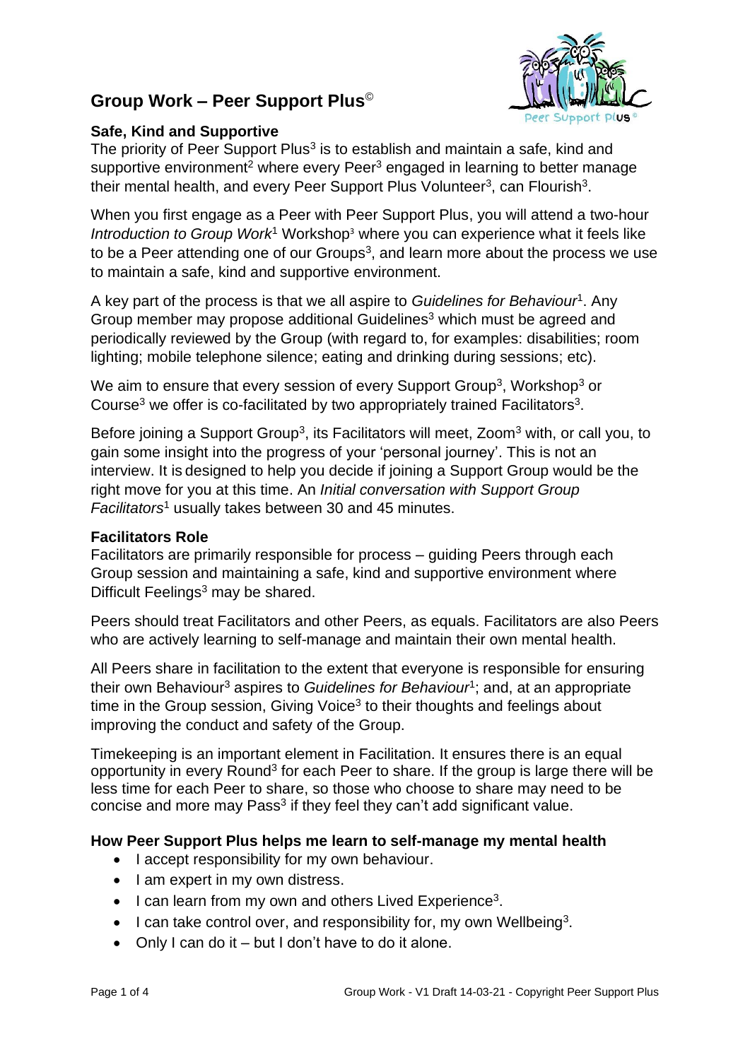# Group Work – Peer Support Plus©

## Safe, Kind and Supportive

The priority of Peer Support Plus[3] is to establish and maintain a safe, kind and supportive environment[2] where every Peer[3] engaged in learning to better manage their mental health, and every Peer Support Plus Volunteer[3], can Flourish[3].

When you first engage as a Peer with Peer Support Plus, you will attend a two-hour *Introduction to Group Work*[1] Workshop[3] where you can experience what it feels like to be a Peer attending one of our Groups[3], and learn more about the process we use to maintain a safe, kind and supportive environment.

A key part of the process is that we all aspire to *Guidelines for Behaviour*[1]. Any Group member may propose additional Guidelines[3] which must be agreed and periodically reviewed by the Group (with regard to, for examples: disabilities; room lighting; mobile telephone silence; eating and drinking during sessions; etc).

We aim to ensure that every session of every Support Group[3], Workshop[3] or Course[3] we offer is co-facilitated by two appropriately trained Facilitators[3].

Before joining a Support Group[3], its Facilitators will meet, Zoom[3] with, or call you, to gain some insight into the progress of your 'personal journey'. This is not an interview. It is designed to help you decide if joining a Support Group would be the right move for you at this time. An *Initial conversation with Support Group Facilitators*[1] usually takes between 30 and 45 minutes.

## Facilitators Role

Facilitators are primarily responsible for process – guiding Peers through each Group session and maintaining a safe, kind and supportive environment where Difficult Feelings[3] may be shared.

Peers should treat Facilitators and other Peers, as equals. Facilitators are also Peers who are actively learning to self-manage and maintain their own mental health.

All Peers share in facilitation to the extent that everyone is responsible for ensuring their own Behaviour[3] aspires to *Guidelines for Behaviour*[1]; and, at an appropriate time in the Group session, Giving Voice[3] to their thoughts and feelings about improving the conduct and safety of the Group.

Timekeeping is an important element in Facilitation. It ensures there is an equal opportunity in every Round[3] for each Peer to share. If the group is large there will be less time for each Peer to share, so those who choose to share may need to be concise and more may Pass[3] if they feel they can't add significant value.

## How Peer Support Plus helps me learn to self-manage my mental health

- I accept responsibility for my own behaviour.
- I am expert in my own distress.
- I can learn from my own and others Lived Experience[3].
- I can take control over, and responsibility for, my own Wellbeing[3].
- Only I can do it – but I don't have to do it alone.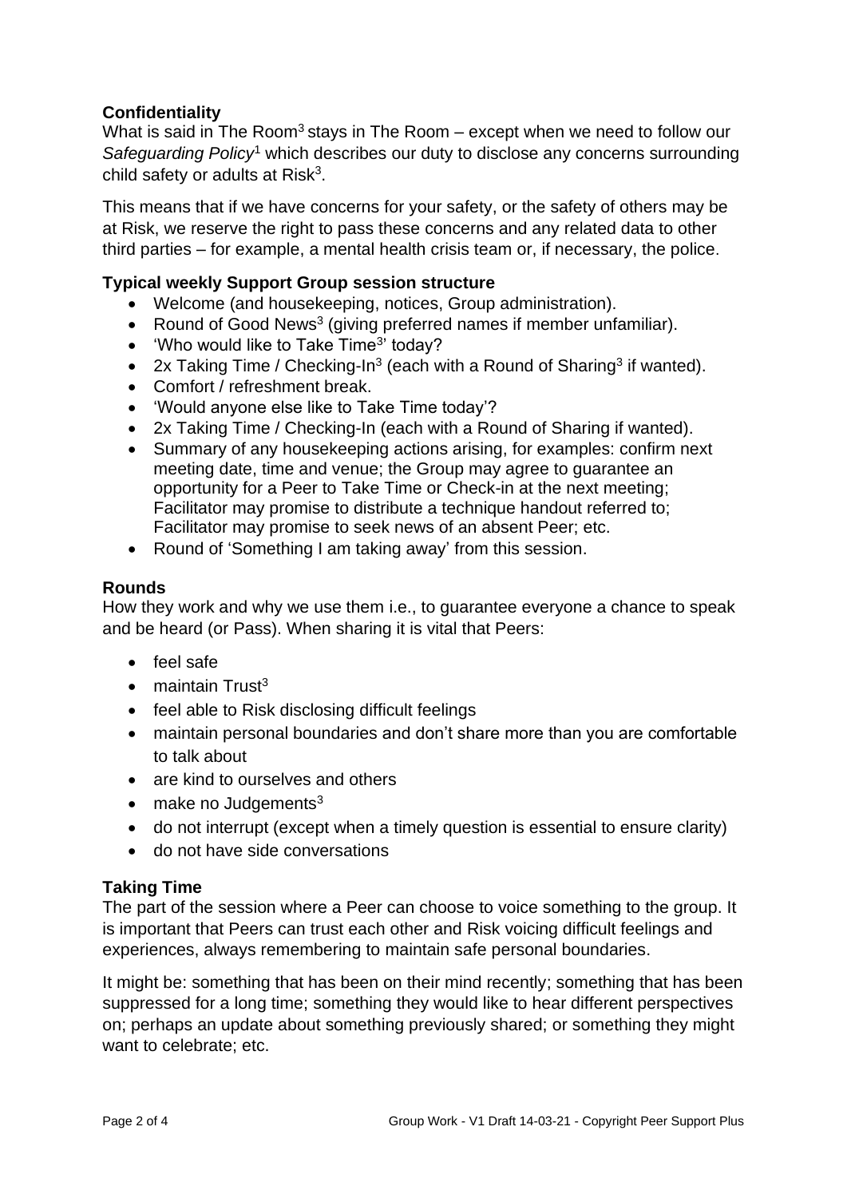**Confidentiality**

What is said in The Room[3] stays in The Room – except when we need to follow our *Safeguarding Policy*[1] which describes our duty to disclose any concerns surrounding child safety or adults at Risk[3].

This means that if we have concerns for your safety, or the safety of others may be at Risk, we reserve the right to pass these concerns and any related data to other third parties – for example, a mental health crisis team or, if necessary, the police.

**Typical weekly Support Group session structure**

- Welcome (and housekeeping, notices, Group administration).
- Round of Good News[3] (giving preferred names if member unfamiliar).
- 'Who would like to Take Time[3]' today?
- 2x Taking Time / Checking-In[3] (each with a Round of Sharing[3] if wanted).
- Comfort / refreshment break.
- 'Would anyone else like to Take Time today'?
- 2x Taking Time / Checking-In (each with a Round of Sharing if wanted).
- Summary of any housekeeping actions arising, for examples: confirm next meeting date, time and venue; the Group may agree to guarantee an opportunity for a Peer to Take Time or Check-in at the next meeting; Facilitator may promise to distribute a technique handout referred to; Facilitator may promise to seek news of an absent Peer; etc.
- Round of 'Something I am taking away' from this session.

**Rounds**

How they work and why we use them i.e., to guarantee everyone a chance to speak and be heard (or Pass). When sharing it is vital that Peers:

- feel safe
- maintain Trust[3]
- feel able to Risk disclosing difficult feelings
- maintain personal boundaries and don't share more than you are comfortable to talk about
- are kind to ourselves and others
- make no Judgements[3]
- do not interrupt (except when a timely question is essential to ensure clarity)
- do not have side conversations

**Taking Time**

The part of the session where a Peer can choose to voice something to the group. It is important that Peers can trust each other and Risk voicing difficult feelings and experiences, always remembering to maintain safe personal boundaries.

It might be: something that has been on their mind recently; something that has been suppressed for a long time; something they would like to hear different perspectives on; perhaps an update about something previously shared; or something they might want to celebrate; etc.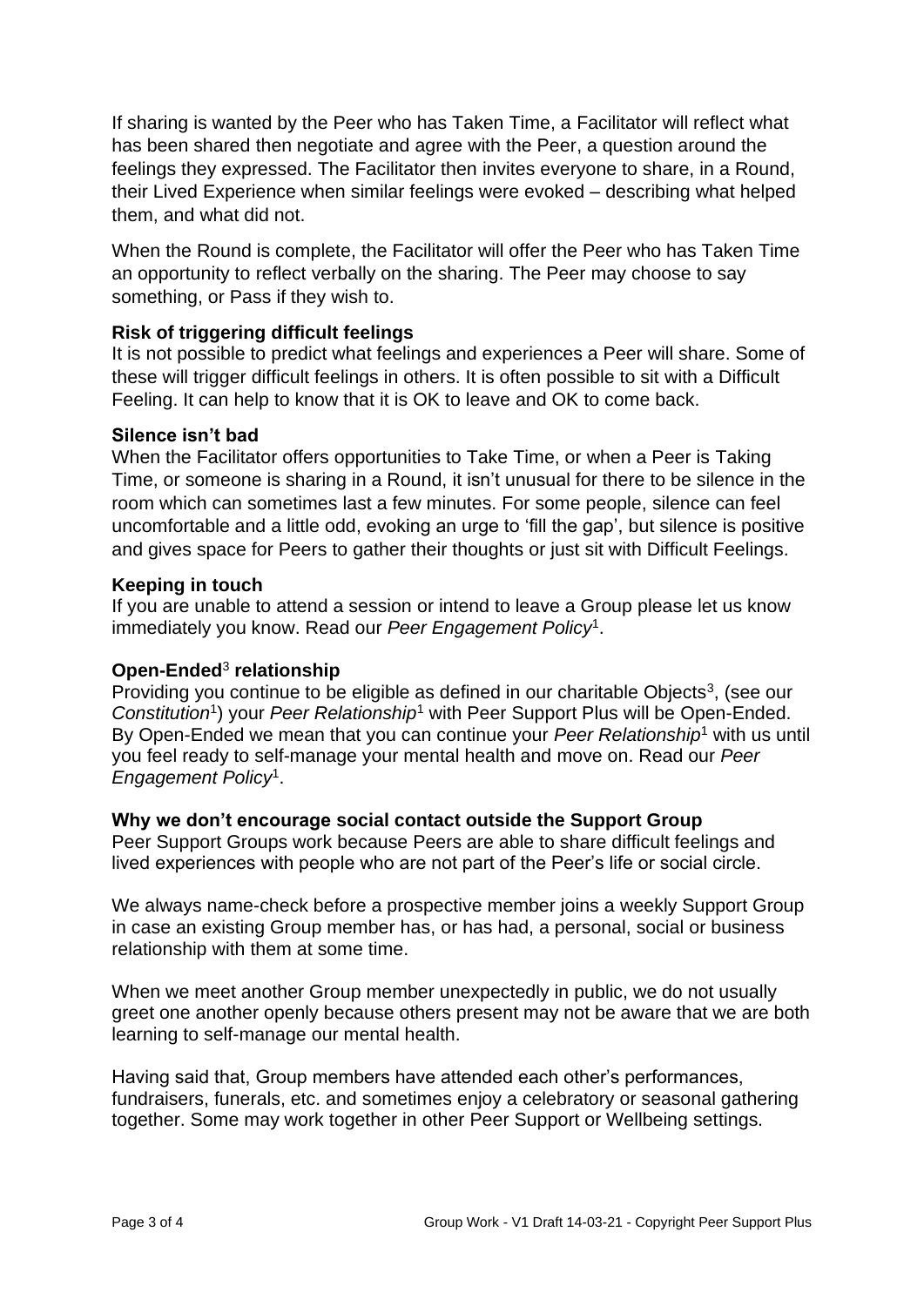If sharing is wanted by the Peer who has Taken Time, a Facilitator will reflect what has been shared then negotiate and agree with the Peer, a question around the feelings they expressed. The Facilitator then invites everyone to share, in a Round, their Lived Experience when similar feelings were evoked – describing what helped them, and what did not.

When the Round is complete, the Facilitator will offer the Peer who has Taken Time an opportunity to reflect verbally on the sharing. The Peer may choose to say something, or Pass if they wish to.

**Risk of triggering difficult feelings**
It is not possible to predict what feelings and experiences a Peer will share. Some of these will trigger difficult feelings in others. It is often possible to sit with a Difficult Feeling. It can help to know that it is OK to leave and OK to come back.

**Silence isn't bad**
When the Facilitator offers opportunities to Take Time, or when a Peer is Taking Time, or someone is sharing in a Round, it isn't unusual for there to be silence in the room which can sometimes last a few minutes. For some people, silence can feel uncomfortable and a little odd, evoking an urge to 'fill the gap', but silence is positive and gives space for Peers to gather their thoughts or just sit with Difficult Feelings.

**Keeping in touch**
If you are unable to attend a session or intend to leave a Group please let us know immediately you know. Read our *Peer Engagement Policy*[1].

**Open-Ended**[3] **relationship**
Providing you continue to be eligible as defined in our charitable Objects[3], (see our *Constitution*[1]) your *Peer Relationship*[1] with Peer Support Plus will be Open-Ended. By Open-Ended we mean that you can continue your *Peer Relationship*[1] with us until you feel ready to self-manage your mental health and move on. Read our *Peer Engagement Policy*[1].

**Why we don't encourage social contact outside the Support Group**
Peer Support Groups work because Peers are able to share difficult feelings and lived experiences with people who are not part of the Peer's life or social circle.

We always name-check before a prospective member joins a weekly Support Group in case an existing Group member has, or has had, a personal, social or business relationship with them at some time.

When we meet another Group member unexpectedly in public, we do not usually greet one another openly because others present may not be aware that we are both learning to self-manage our mental health.

Having said that, Group members have attended each other's performances, fundraisers, funerals, etc. and sometimes enjoy a celebratory or seasonal gathering together. Some may work together in other Peer Support or Wellbeing settings.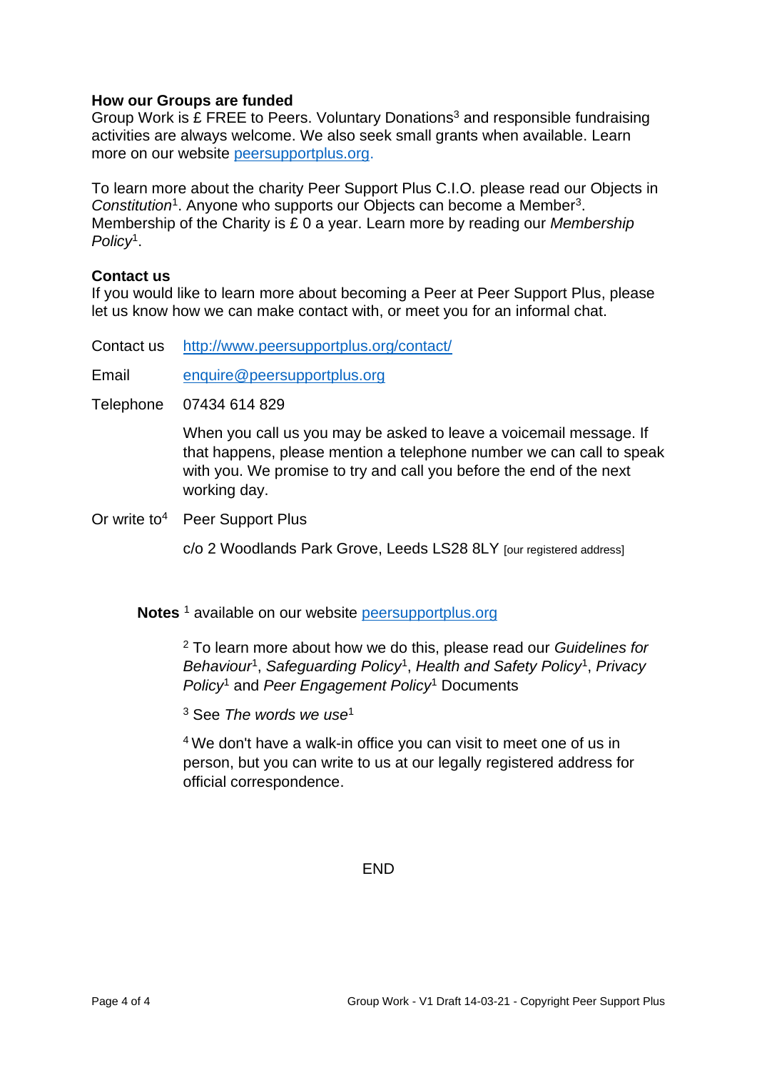**How our Groups are funded**
Group Work is £ FREE to Peers. Voluntary Donations[3] and responsible fundraising activities are always welcome. We also seek small grants when available. Learn more on our website peersupportplus.org.

To learn more about the charity Peer Support Plus C.I.O. please read our Objects in *Constitution*[1]. Anyone who supports our Objects can become a Member[3]. Membership of the Charity is £ 0 a year. Learn more by reading our *Membership Policy*[1].

**Contact us**
If you would like to learn more about becoming a Peer at Peer Support Plus, please let us know how we can make contact with, or meet you for an informal chat.

| | |
|---|---|
| Contact us | http://www.peersupportplus.org/contact/ |
| Email | enquire@peersupportplus.org |
| Telephone | 07434 614 829 |
| | When you call us you may be asked to leave a voicemail message. If that happens, please mention a telephone number we can call to speak with you. We promise to try and call you before the end of the next working day. |
| Or write to[4] | Peer Support Plus |
| | c/o 2 Woodlands Park Grove, Leeds LS28 8LY [our registered address] |

**Notes** [1] available on our website peersupportplus.org

[2] To learn more about how we do this, please read our *Guidelines for Behaviour*[1], *Safeguarding Policy*[1], *Health and Safety Policy*[1], *Privacy Policy*[1] and *Peer Engagement Policy*[1] Documents

[3] See *The words we use*[1]

[4] We don't have a walk-in office you can visit to meet one of us in person, but you can write to us at our legally registered address for official correspondence.

END

Group Work - V1 Draft 14-03-21 - Copyright Peer Support Plus